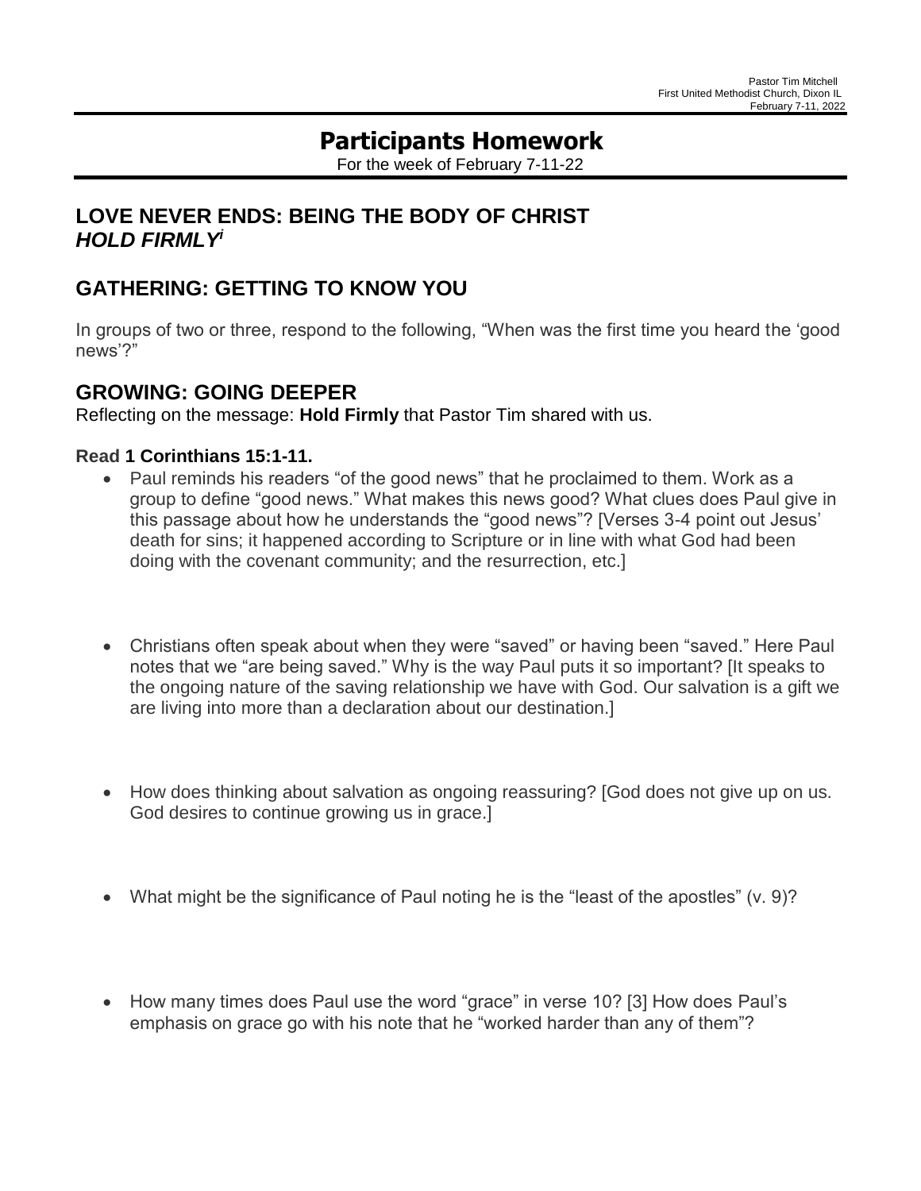Pastor Tim Mitchell
First United Methodist Church, Dixon IL
February 7-11, 2022

# Participants Homework

For the week of February 7-11-22

## LOVE NEVER ENDS: BEING THE BODY OF CHRIST
## *HOLD FIRMLY*[i]

## GATHERING: GETTING TO KNOW YOU

In groups of two or three, respond to the following, "When was the first time you heard the 'good news'?"

## GROWING: GOING DEEPER

Reflecting on the message: **Hold Firmly** that Pastor Tim shared with us.

**Read 1 Corinthians 15:1-11.**

- Paul reminds his readers "of the good news" that he proclaimed to them. Work as a group to define "good news." What makes this news good? What clues does Paul give in this passage about how he understands the "good news"? [Verses 3-4 point out Jesus' death for sins; it happened according to Scripture or in line with what God had been doing with the covenant community; and the resurrection, etc.]

- Christians often speak about when they were "saved" or having been "saved." Here Paul notes that we "are being saved." Why is the way Paul puts it so important? [It speaks to the ongoing nature of the saving relationship we have with God. Our salvation is a gift we are living into more than a declaration about our destination.]

- How does thinking about salvation as ongoing reassuring? [God does not give up on us. God desires to continue growing us in grace.]

- What might be the significance of Paul noting he is the "least of the apostles" (v. 9)?

- How many times does Paul use the word "grace" in verse 10? [3] How does Paul's emphasis on grace go with his note that he "worked harder than any of them"?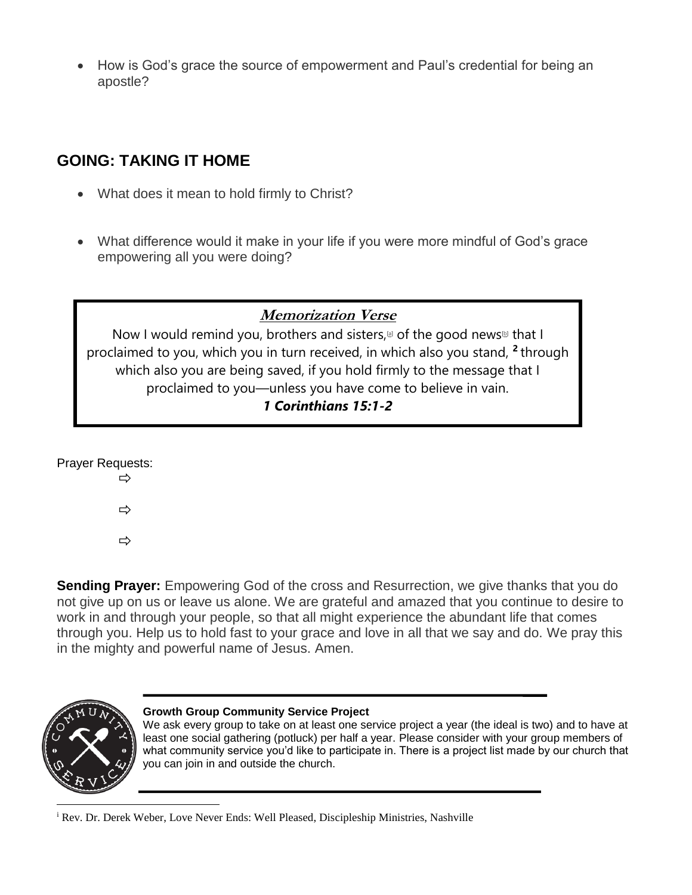- How is God's grace the source of empowerment and Paul's credential for being an apostle?

## GOING: TAKING IT HOME

- What does it mean to hold firmly to Christ?
- What difference would it make in your life if you were more mindful of God's grace empowering all you were doing?

**_Memorization Verse_**

Now I would remind you, brothers and sisters,[a] of the good news[b] that I proclaimed to you, which you in turn received, in which also you stand, **2** through which also you are being saved, if you hold firmly to the message that I proclaimed to you—unless you have come to believe in vain.

***1 Corinthians 15:1-2***

Prayer Requests:

⇨

⇨

⇨

**Sending Prayer:** Empowering God of the cross and Resurrection, we give thanks that you do not give up on us or leave us alone. We are grateful and amazed that you continue to desire to work in and through your people, so that all might experience the abundant life that comes through you. Help us to hold fast to your grace and love in all that we say and do. We pray this in the mighty and powerful name of Jesus. Amen.

**Growth Group Community Service Project**

We ask every group to take on at least one service project a year (the ideal is two) and to have at least one social gathering (potluck) per half a year. Please consider with your group members of what community service you'd like to participate in. There is a project list made by our church that you can join in and outside the church.

[i] Rev. Dr. Derek Weber, Love Never Ends: Well Pleased, Discipleship Ministries, Nashville